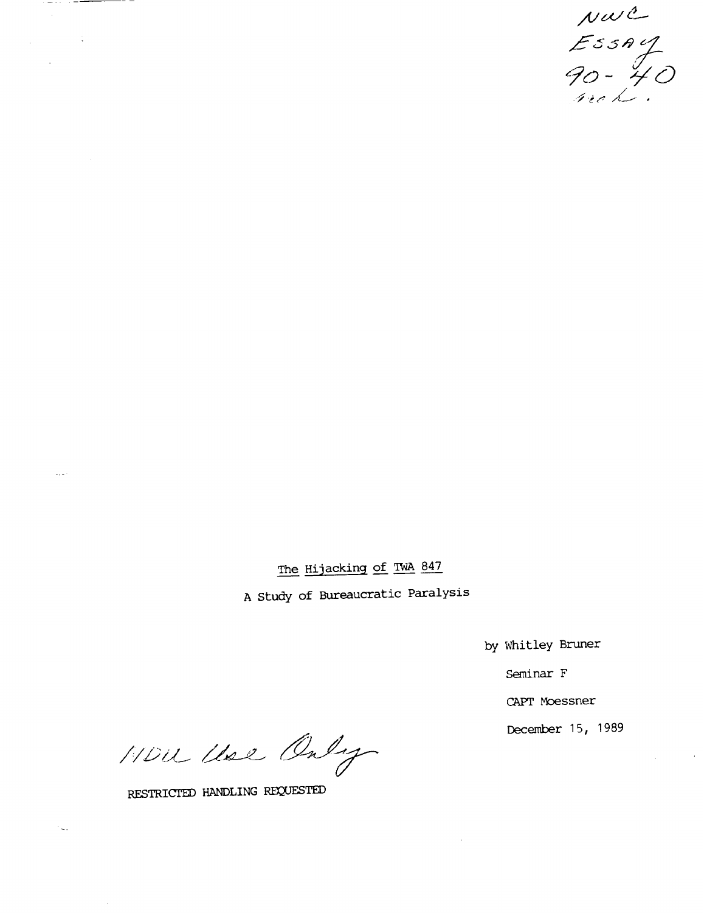NWC
ESSAY
90-40
arch.

# The Hijacking of TWA 847

## A Study of Bureaucratic Paralysis

by Whitley Bruner

Seminar F

CAPT Moessner

December 15, 1989

NDU Use Only

RESTRICTED HANDLING REQUESTED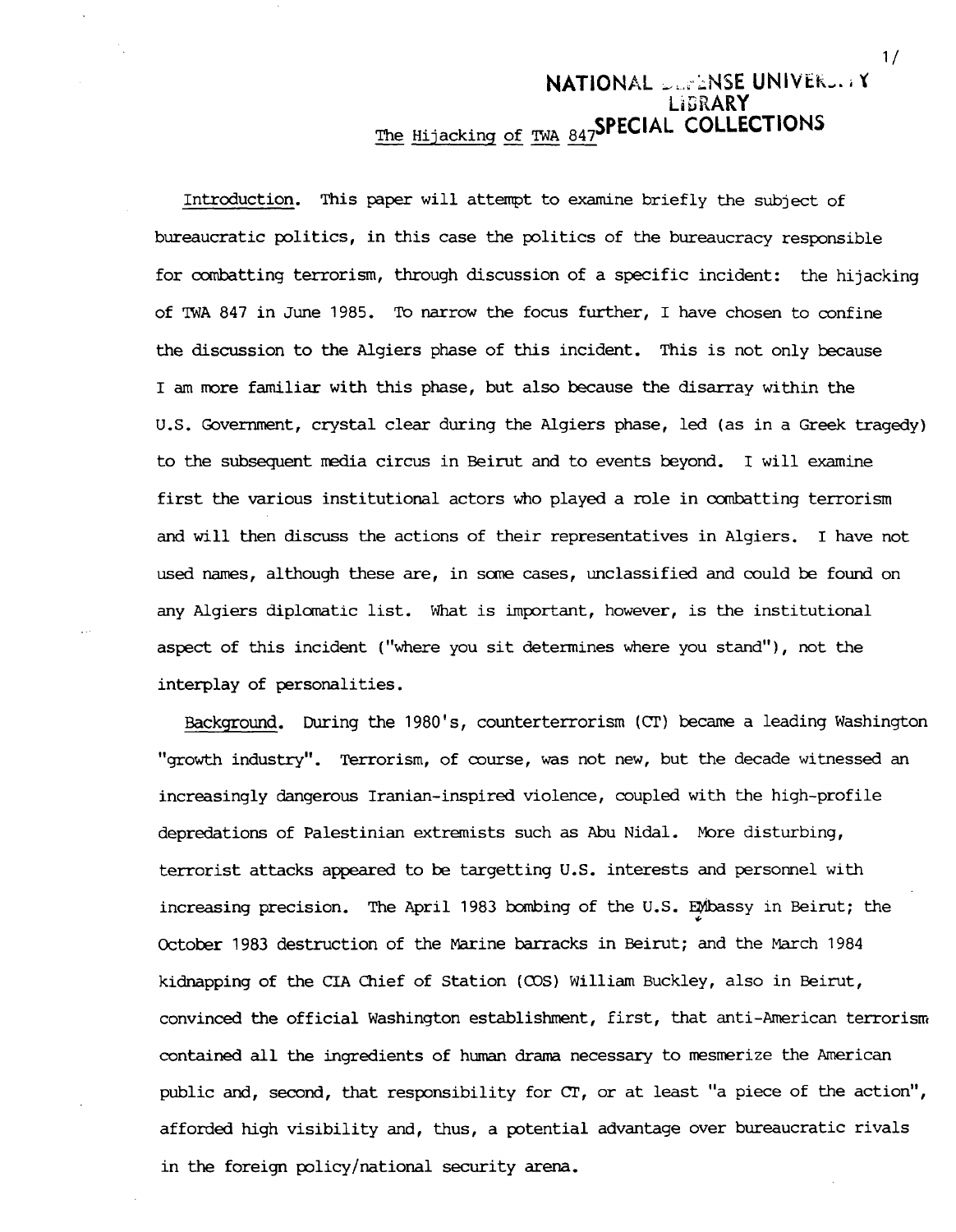# The Hijacking of TWA 847

Introduction. This paper will attempt to examine briefly the subject of bureaucratic politics, in this case the politics of the bureaucracy responsible for combatting terrorism, through discussion of a specific incident: the hijacking of TWA 847 in June 1985. To narrow the focus further, I have chosen to confine the discussion to the Algiers phase of this incident. This is not only because I am more familiar with this phase, but also because the disarray within the U.S. Government, crystal clear during the Algiers phase, led (as in a Greek tragedy) to the subsequent media circus in Beirut and to events beyond. I will examine first the various institutional actors who played a role in combatting terrorism and will then discuss the actions of their representatives in Algiers. I have not used names, although these are, in some cases, unclassified and could be found on any Algiers diplomatic list. What is important, however, is the institutional aspect of this incident ("where you sit determines where you stand"), not the interplay of personalities.

Background. During the 1980's, counterterrorism (CT) became a leading Washington "growth industry". Terrorism, of course, was not new, but the decade witnessed an increasingly dangerous Iranian-inspired violence, coupled with the high-profile depredations of Palestinian extremists such as Abu Nidal. More disturbing, terrorist attacks appeared to be targetting U.S. interests and personnel with increasing precision. The April 1983 bombing of the U.S. Embassy in Beirut; the October 1983 destruction of the Marine barracks in Beirut; and the March 1984 kidnapping of the CIA Chief of Station (COS) William Buckley, also in Beirut, convinced the official Washington establishment, first, that anti-American terrorism contained all the ingredients of human drama necessary to mesmerize the American public and, second, that responsibility for CT, or at least "a piece of the action", afforded high visibility and, thus, a potential advantage over bureaucratic rivals in the foreign policy/national security arena.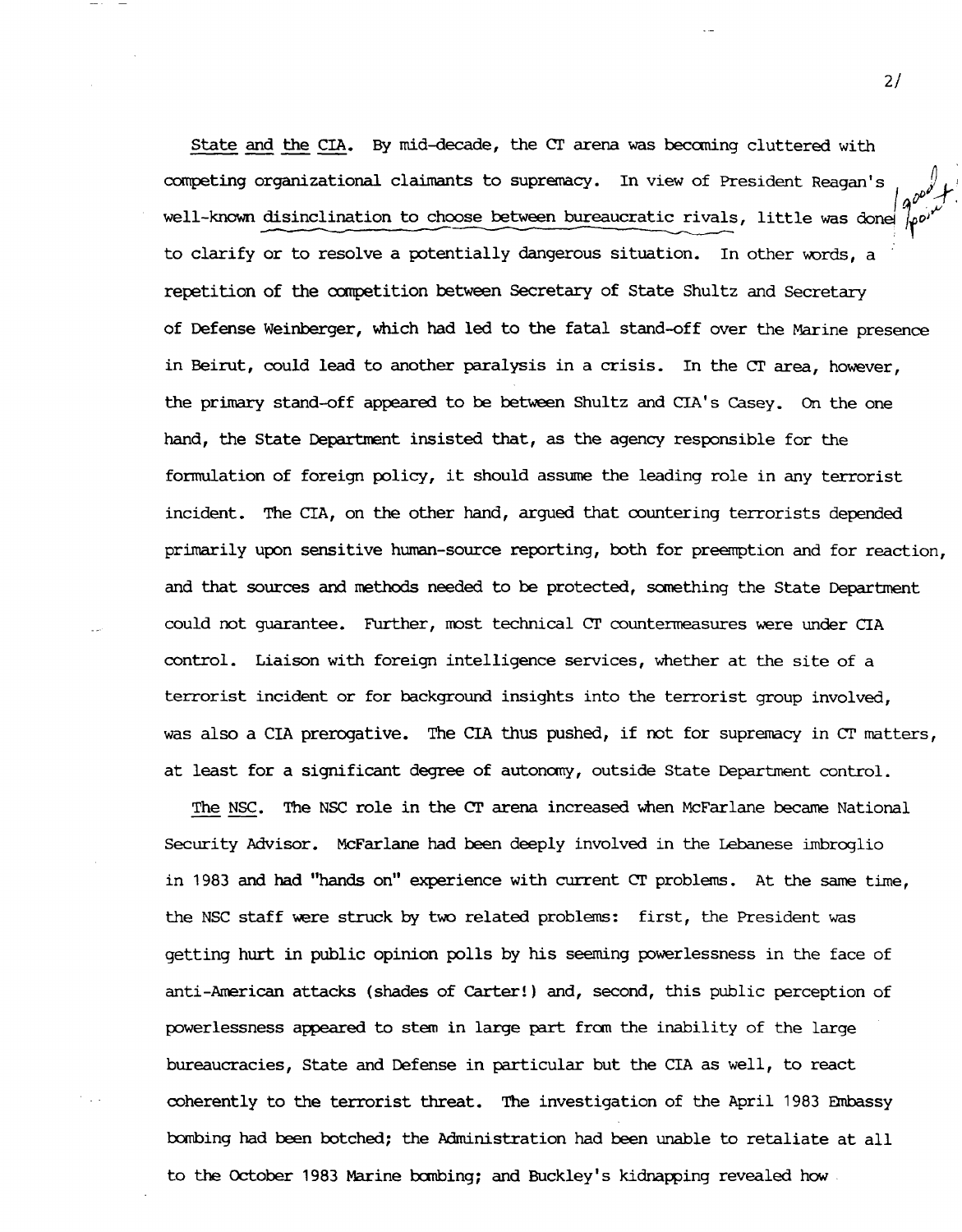State and the CIA. By mid-decade, the CT arena was becoming cluttered with competing organizational claimants to supremacy. In view of President Reagan's well-known disinclination to choose between bureaucratic rivals, little was done to clarify or to resolve a potentially dangerous situation. In other words, a repetition of the competition between Secretary of State Shultz and Secretary of Defense Weinberger, which had led to the fatal stand-off over the Marine presence in Beirut, could lead to another paralysis in a crisis. In the CT area, however, the primary stand-off appeared to be between Shultz and CIA's Casey. On the one hand, the State Department insisted that, as the agency responsible for the formulation of foreign policy, it should assume the leading role in any terrorist incident. The CIA, on the other hand, argued that countering terrorists depended primarily upon sensitive human-source reporting, both for preemption and for reaction, and that sources and methods needed to be protected, something the State Department could not guarantee. Further, most technical CT countermeasures were under CIA control. Liaison with foreign intelligence services, whether at the site of a terrorist incident or for background insights into the terrorist group involved, was also a CIA prerogative. The CIA thus pushed, if not for supremacy in CT matters, at least for a significant degree of autonomy, outside State Department control.

good point

The NSC. The NSC role in the CT arena increased when McFarlane became National Security Advisor. McFarlane had been deeply involved in the Lebanese imbroglio in 1983 and had "hands on" experience with current CT problems. At the same time, the NSC staff were struck by two related problems: first, the President was getting hurt in public opinion polls by his seeming powerlessness in the face of anti-American attacks (shades of Carter!) and, second, this public perception of powerlessness appeared to stem in large part from the inability of the large bureaucracies, State and Defense in particular but the CIA as well, to react coherently to the terrorist threat. The investigation of the April 1983 Embassy bombing had been botched; the Administration had been unable to retaliate at all to the October 1983 Marine bombing; and Buckley's kidnapping revealed how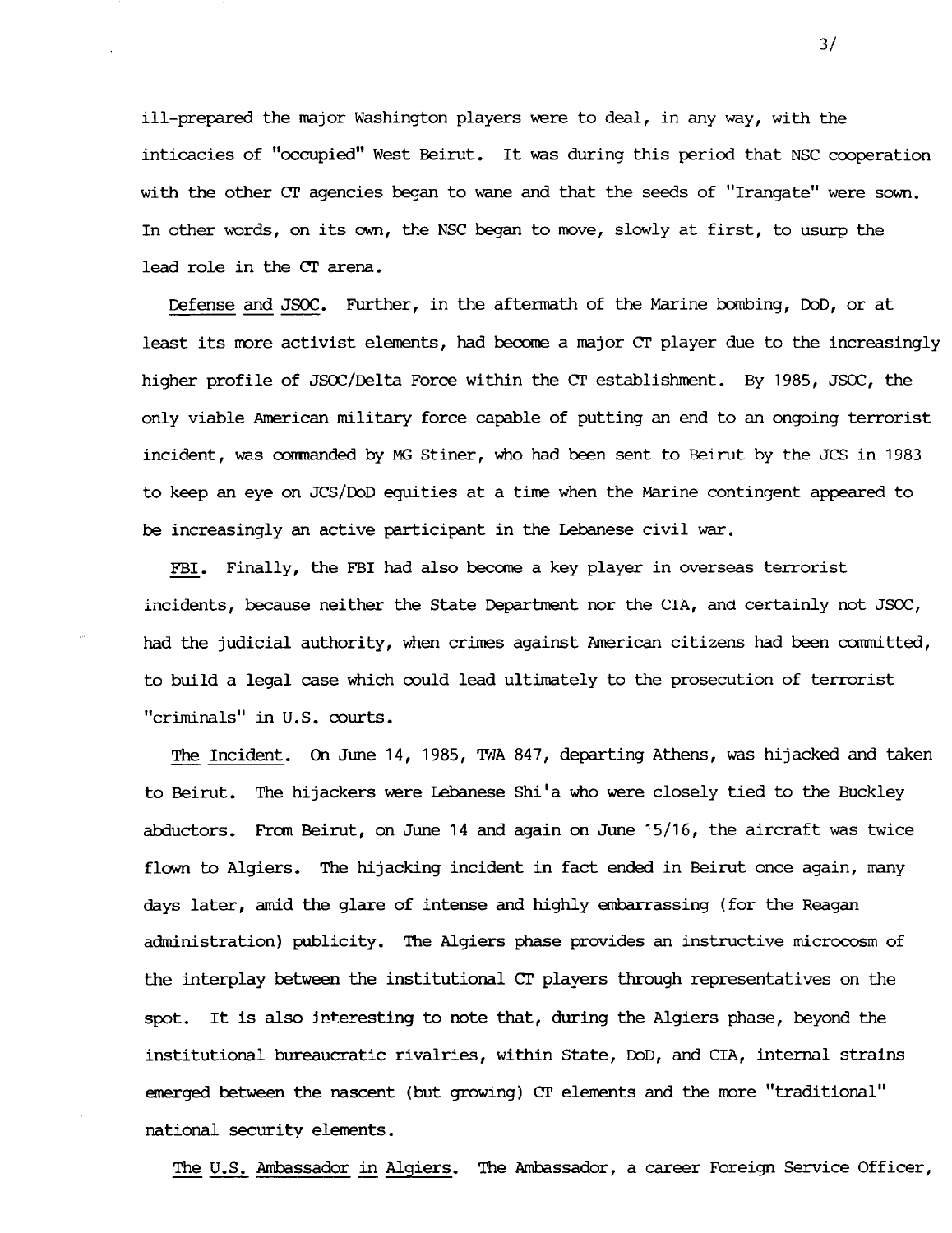ill-prepared the major Washington players were to deal, in any way, with the inticacies of "occupied" West Beirut. It was during this period that NSC cooperation with the other CT agencies began to wane and that the seeds of "Irangate" were sown. In other words, on its own, the NSC began to move, slowly at first, to usurp the lead role in the CT arena.

Defense and JSOC. Further, in the aftermath of the Marine bombing, DoD, or at least its more activist elements, had become a major CT player due to the increasingly higher profile of JSOC/Delta Force within the CT establishment. By 1985, JSOC, the only viable American military force capable of putting an end to an ongoing terrorist incident, was commanded by MG Stiner, who had been sent to Beirut by the JCS in 1983 to keep an eye on JCS/DoD equities at a time when the Marine contingent appeared to be increasingly an active participant in the Lebanese civil war.

FBI. Finally, the FBI had also become a key player in overseas terrorist incidents, because neither the State Department nor the CIA, and certainly not JSOC, had the judicial authority, when crimes against American citizens had been committed, to build a legal case which could lead ultimately to the prosecution of terrorist "criminals" in U.S. courts.

The Incident. On June 14, 1985, TWA 847, departing Athens, was hijacked and taken to Beirut. The hijackers were Lebanese Shi'a who were closely tied to the Buckley abductors. From Beirut, on June 14 and again on June 15/16, the aircraft was twice flown to Algiers. The hijacking incident in fact ended in Beirut once again, many days later, amid the glare of intense and highly embarrassing (for the Reagan administration) publicity. The Algiers phase provides an instructive microcosm of the interplay between the institutional CT players through representatives on the spot. It is also interesting to note that, during the Algiers phase, beyond the institutional bureaucratic rivalries, within State, DoD, and CIA, internal strains emerged between the nascent (but growing) CT elements and the more "traditional" national security elements.

The U.S. Ambassador in Algiers. The Ambassador, a career Foreign Service Officer,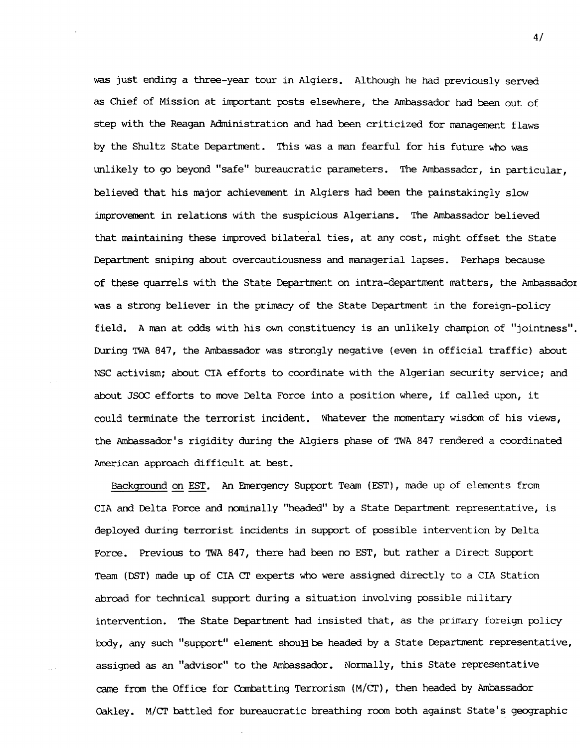was just ending a three-year tour in Algiers. Although he had previously served as Chief of Mission at important posts elsewhere, the Ambassador had been out of step with the Reagan Administration and had been criticized for management flaws by the Shultz State Department. This was a man fearful for his future who was unlikely to go beyond "safe" bureaucratic parameters. The Ambassador, in particular, believed that his major achievement in Algiers had been the painstakingly slow improvement in relations with the suspicious Algerians. The Ambassador believed that maintaining these improved bilateral ties, at any cost, might offset the State Department sniping about overcautiousness and managerial lapses. Perhaps because of these quarrels with the State Department on intra-department matters, the Ambassador was a strong believer in the primacy of the State Department in the foreign-policy field. A man at odds with his own constituency is an unlikely champion of "jointness". During TWA 847, the Ambassador was strongly negative (even in official traffic) about NSC activism; about CIA efforts to coordinate with the Algerian security service; and about JSOC efforts to move Delta Force into a position where, if called upon, it could terminate the terrorist incident. Whatever the momentary wisdom of his views, the Ambassador's rigidity during the Algiers phase of TWA 847 rendered a coordinated American approach difficult at best.

Background on EST. An Emergency Support Team (EST), made up of elements from CIA and Delta Force and nominally "headed" by a State Department representative, is deployed during terrorist incidents in support of possible intervention by Delta Force. Previous to TWA 847, there had been no EST, but rather a Direct Support Team (DST) made up of CIA CT experts who were assigned directly to a CIA Station abroad for technical support during a situation involving possible military intervention. The State Department had insisted that, as the primary foreign policy body, any such "support" element should be headed by a State Department representative, assigned as an "advisor" to the Ambassador. Normally, this State representative came from the Office for Combatting Terrorism (M/CT), then headed by Ambassador Oakley. M/CT battled for bureaucratic breathing room both against State's geographic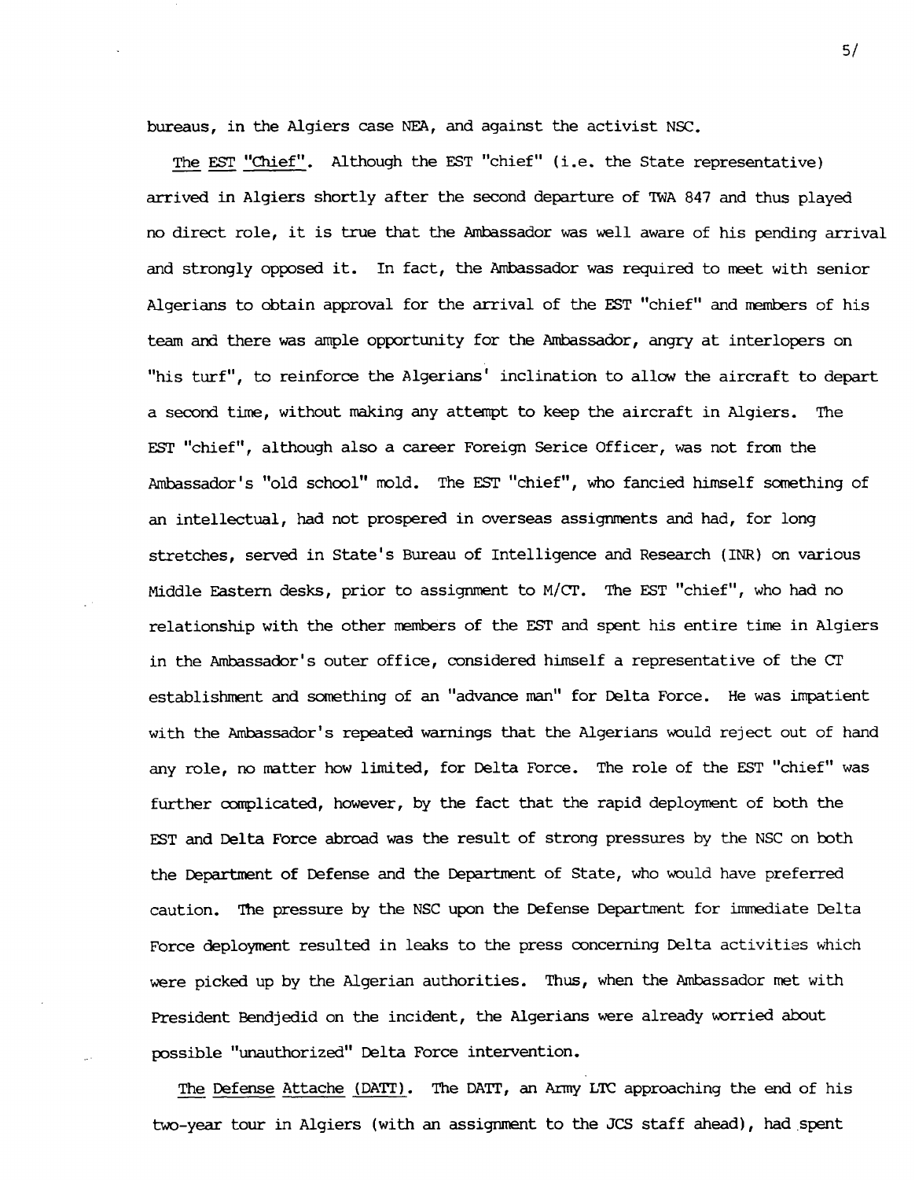bureaus, in the Algiers case NEA, and against the activist NSC.

The EST "Chief". Although the EST "chief" (i.e. the State representative) arrived in Algiers shortly after the second departure of TWA 847 and thus played no direct role, it is true that the Ambassador was well aware of his pending arrival and strongly opposed it. In fact, the Ambassador was required to meet with senior Algerians to obtain approval for the arrival of the EST "chief" and members of his team and there was ample opportunity for the Ambassador, angry at interlopers on "his turf", to reinforce the Algerians' inclination to allow the aircraft to depart a second time, without making any attempt to keep the aircraft in Algiers. The EST "chief", although also a career Foreign Serice Officer, was not from the Ambassador's "old school" mold. The EST "chief", who fancied himself something of an intellectual, had not prospered in overseas assignments and had, for long stretches, served in State's Bureau of Intelligence and Research (INR) on various Middle Eastern desks, prior to assignment to M/CT. The EST "chief", who had no relationship with the other members of the EST and spent his entire time in Algiers in the Ambassador's outer office, considered himself a representative of the CT establishment and something of an "advance man" for Delta Force. He was impatient with the Ambassador's repeated warnings that the Algerians would reject out of hand any role, no matter how limited, for Delta Force. The role of the EST "chief" was further complicated, however, by the fact that the rapid deployment of both the EST and Delta Force abroad was the result of strong pressures by the NSC on both the Department of Defense and the Department of State, who would have preferred caution. The pressure by the NSC upon the Defense Department for immediate Delta Force deployment resulted in leaks to the press concerning Delta activities which were picked up by the Algerian authorities. Thus, when the Ambassador met with President Bendjedid on the incident, the Algerians were already worried about possible "unauthorized" Delta Force intervention.

The Defense Attache (DATT). The DATT, an Army LTC approaching the end of his two-year tour in Algiers (with an assignment to the JCS staff ahead), had spent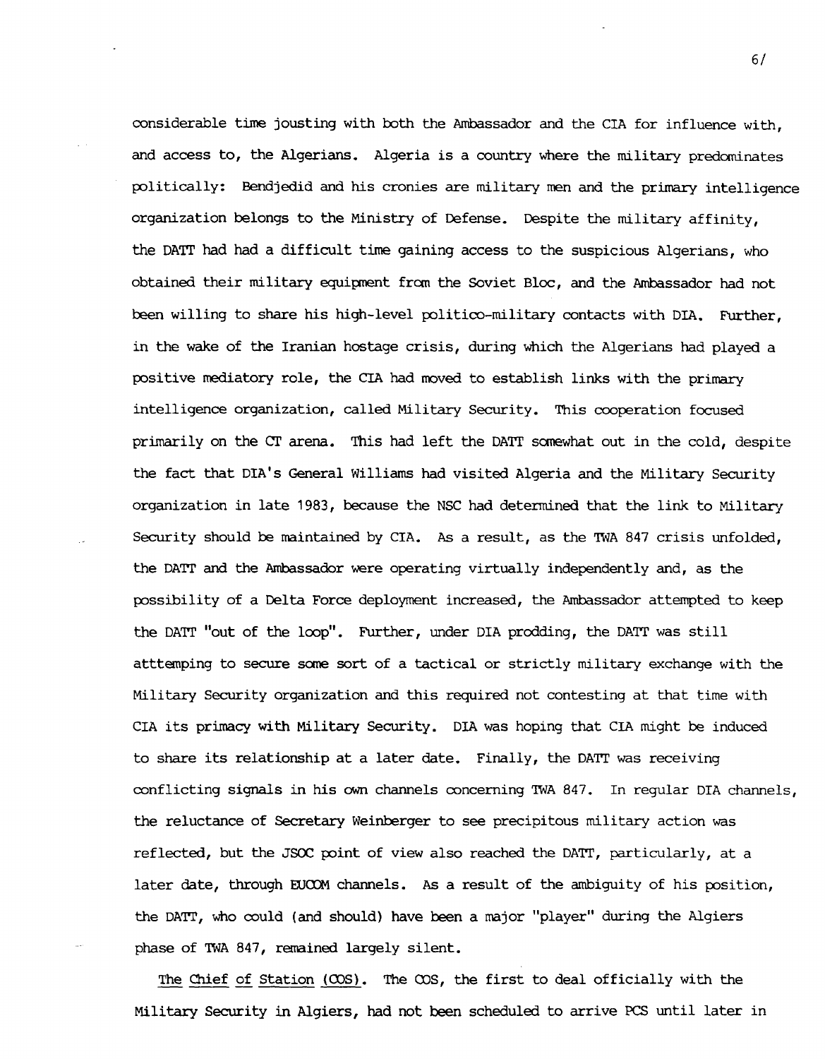considerable time jousting with both the Ambassador and the CIA for influence with, and access to, the Algerians. Algeria is a country where the military predominates politically: Bendjedid and his cronies are military men and the primary intelligence organization belongs to the Ministry of Defense. Despite the military affinity, the DATT had had a difficult time gaining access to the suspicious Algerians, who obtained their military equipment from the Soviet Bloc, and the Ambassador had not been willing to share his high-level politico-military contacts with DIA. Further, in the wake of the Iranian hostage crisis, during which the Algerians had played a positive mediatory role, the CIA had moved to establish links with the primary intelligence organization, called Military Security. This cooperation focused primarily on the CT arena. This had left the DATT somewhat out in the cold, despite the fact that DIA's General Williams had visited Algeria and the Military Security organization in late 1983, because the NSC had determined that the link to Military Security should be maintained by CIA. As a result, as the TWA 847 crisis unfolded, the DATT and the Ambassador were operating virtually independently and, as the possibility of a Delta Force deployment increased, the Ambassador attempted to keep the DATT "out of the loop". Further, under DIA prodding, the DATT was still atttemping to secure some sort of a tactical or strictly military exchange with the Military Security organization and this required not contesting at that time with CIA its primacy with Military Security. DIA was hoping that CIA might be induced to share its relationship at a later date. Finally, the DATT was receiving conflicting signals in his own channels concerning TWA 847. In regular DIA channels, the reluctance of Secretary Weinberger to see precipitous military action was reflected, but the JSOC point of view also reached the DATT, particularly, at a later date, through EUCOM channels. As a result of the ambiguity of his position, the DATT, who could (and should) have been a major "player" during the Algiers phase of TWA 847, remained largely silent.

<u>The Chief of Station (COS)</u>. The COS, the first to deal officially with the Military Security in Algiers, had not been scheduled to arrive PCS until later in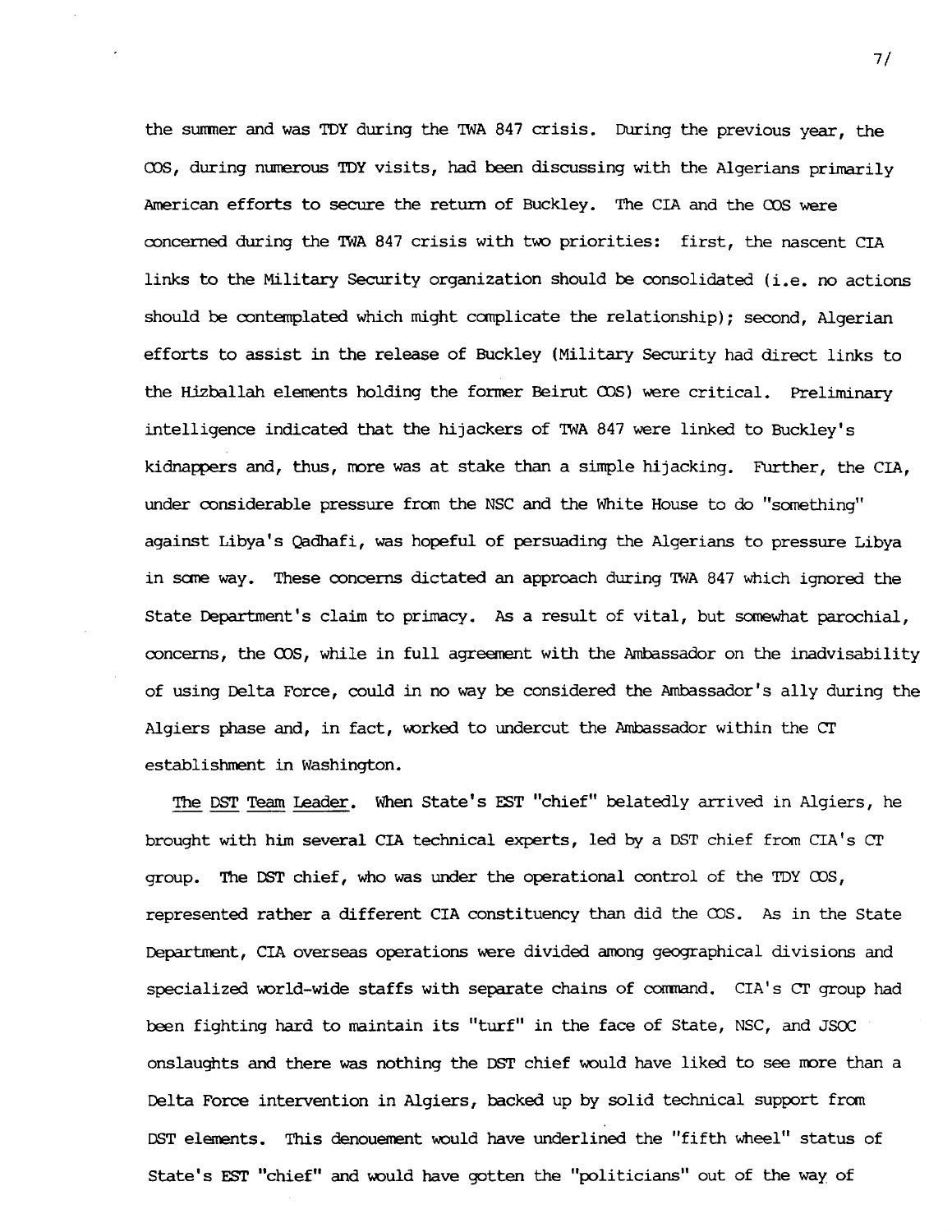the summer and was TDY during the TWA 847 crisis. During the previous year, the COS, during numerous TDY visits, had been discussing with the Algerians primarily American efforts to secure the return of Buckley. The CIA and the COS were concerned during the TWA 847 crisis with two priorities: first, the nascent CIA links to the Military Security organization should be consolidated (i.e. no actions should be contemplated which might complicate the relationship); second, Algerian efforts to assist in the release of Buckley (Military Security had direct links to the Hizballah elements holding the former Beirut COS) were critical. Preliminary intelligence indicated that the hijackers of TWA 847 were linked to Buckley's kidnappers and, thus, more was at stake than a simple hijacking. Further, the CIA, under considerable pressure from the NSC and the White House to do "something" against Libya's Qadhafi, was hopeful of persuading the Algerians to pressure Libya in some way. These concerns dictated an approach during TWA 847 which ignored the State Department's claim to primacy. As a result of vital, but somewhat parochial, concerns, the COS, while in full agreement with the Ambassador on the inadvisability of using Delta Force, could in no way be considered the Ambassador's ally during the Algiers phase and, in fact, worked to undercut the Ambassador within the CT establishment in Washington.

<u>The DST Team Leader</u>. When State's EST "chief" belatedly arrived in Algiers, he brought with him several CIA technical experts, led by a DST chief from CIA's CT group. The DST chief, who was under the operational control of the TDY COS, represented rather a different CIA constituency than did the COS. As in the State Department, CIA overseas operations were divided among geographical divisions and specialized world-wide staffs with separate chains of command. CIA's CT group had been fighting hard to maintain its "turf" in the face of State, NSC, and JSOC onslaughts and there was nothing the DST chief would have liked to see more than a Delta Force intervention in Algiers, backed up by solid technical support from DST elements. This denouement would have underlined the "fifth wheel" status of State's EST "chief" and would have gotten the "politicians" out of the way of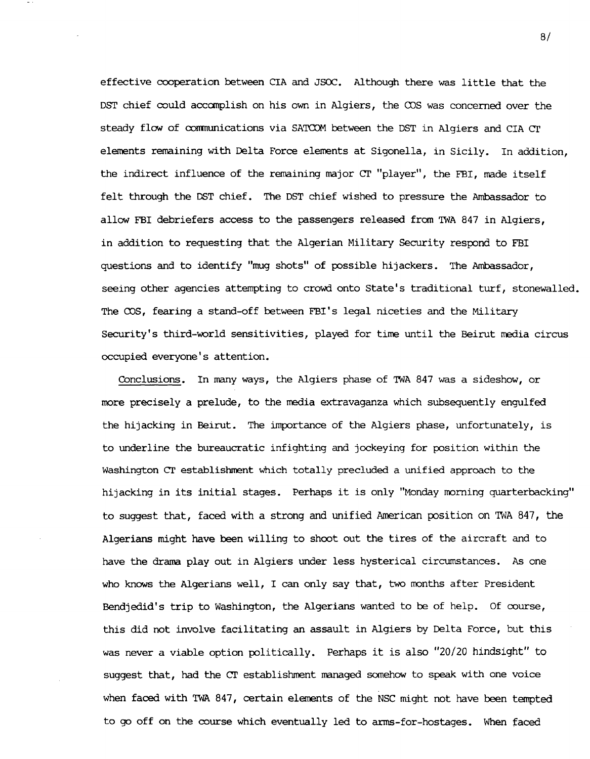effective cooperation between CIA and JSOC. Although there was little that the DST chief could accomplish on his own in Algiers, the COS was concerned over the steady flow of communications via SATCOM between the DST in Algiers and CIA CT elements remaining with Delta Force elements at Sigonella, in Sicily. In addition, the indirect influence of the remaining major CT "player", the FBI, made itself felt through the DST chief. The DST chief wished to pressure the Ambassador to allow FBI debriefers access to the passengers released from TWA 847 in Algiers, in addition to requesting that the Algerian Military Security respond to FBI questions and to identify "mug shots" of possible hijackers. The Ambassador, seeing other agencies attempting to crowd onto State's traditional turf, stonewalled. The COS, fearing a stand-off between FBI's legal niceties and the Military Security's third-world sensitivities, played for time until the Beirut media circus occupied everyone's attention.

<u>Conclusions</u>. In many ways, the Algiers phase of TWA 847 was a sideshow, or more precisely a prelude, to the media extravaganza which subsequently engulfed the hijacking in Beirut. The importance of the Algiers phase, unfortunately, is to underline the bureaucratic infighting and jockeying for position within the Washington CT establishment which totally precluded a unified approach to the hijacking in its initial stages. Perhaps it is only "Monday morning quarterbacking" to suggest that, faced with a strong and unified American position on TWA 847, the Algerians might have been willing to shoot out the tires of the aircraft and to have the drama play out in Algiers under less hysterical circumstances. As one who knows the Algerians well, I can only say that, two months after President Bendjedid's trip to Washington, the Algerians wanted to be of help. Of course, this did not involve facilitating an assault in Algiers by Delta Force, but this was never a viable option politically. Perhaps it is also "20/20 hindsight" to suggest that, had the CT establishment managed somehow to speak with one voice when faced with TWA 847, certain elements of the NSC might not have been tempted to go off on the course which eventually led to arms-for-hostages. When faced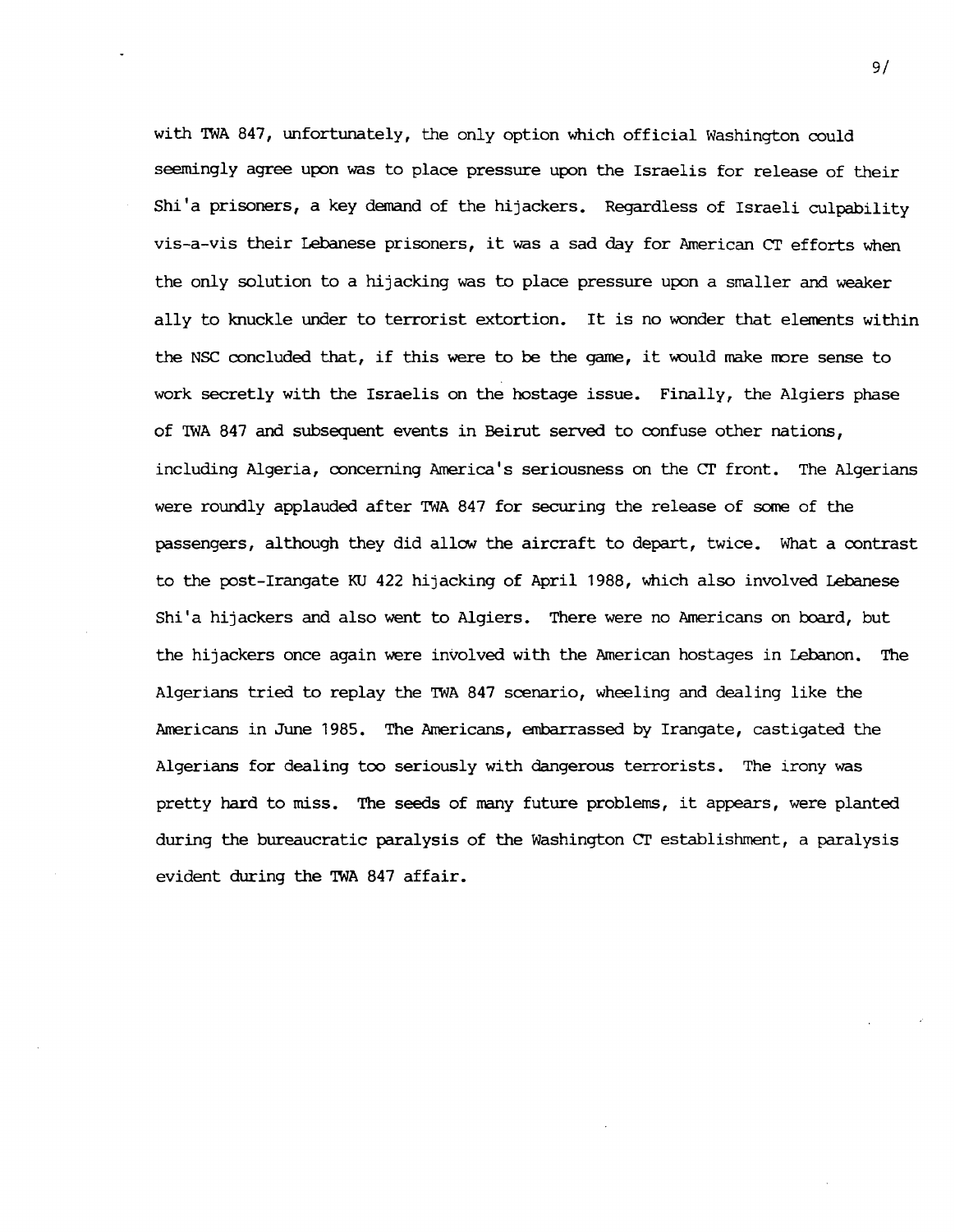with TWA 847, unfortunately, the only option which official Washington could seemingly agree upon was to place pressure upon the Israelis for release of their Shi'a prisoners, a key demand of the hijackers. Regardless of Israeli culpability vis-a-vis their Lebanese prisoners, it was a sad day for American CT efforts when the only solution to a hijacking was to place pressure upon a smaller and weaker ally to knuckle under to terrorist extortion. It is no wonder that elements within the NSC concluded that, if this were to be the game, it would make more sense to work secretly with the Israelis on the hostage issue. Finally, the Algiers phase of TWA 847 and subsequent events in Beirut served to confuse other nations, including Algeria, concerning America's seriousness on the CT front. The Algerians were roundly applauded after TWA 847 for securing the release of some of the passengers, although they did allow the aircraft to depart, twice. What a contrast to the post-Irangate KU 422 hijacking of April 1988, which also involved Lebanese Shi'a hijackers and also went to Algiers. There were no Americans on board, but the hijackers once again were involved with the American hostages in Lebanon. The Algerians tried to replay the TWA 847 scenario, wheeling and dealing like the Americans in June 1985. The Americans, embarrassed by Irangate, castigated the Algerians for dealing too seriously with dangerous terrorists. The irony was pretty hard to miss. The seeds of many future problems, it appears, were planted during the bureaucratic paralysis of the Washington CT establishment, a paralysis evident during the TWA 847 affair.